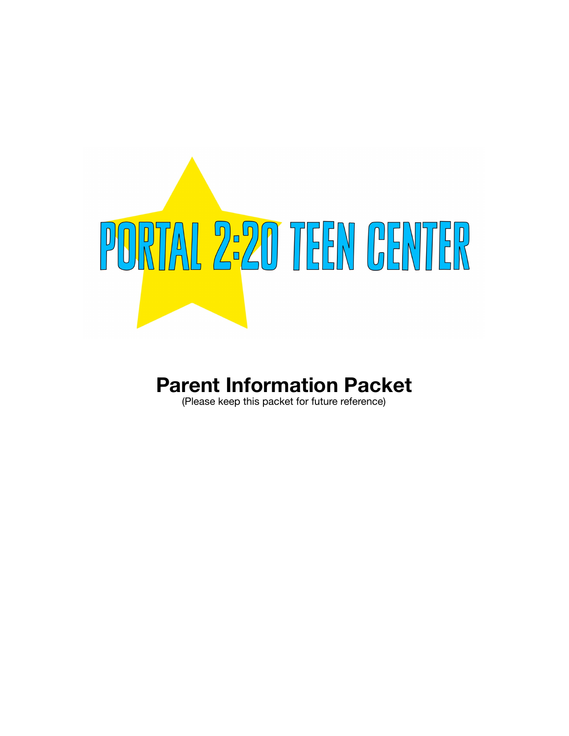# PORTAL 2:20 TEEN CENTER

## Parent Information Packet

(Please keep this packet for future reference)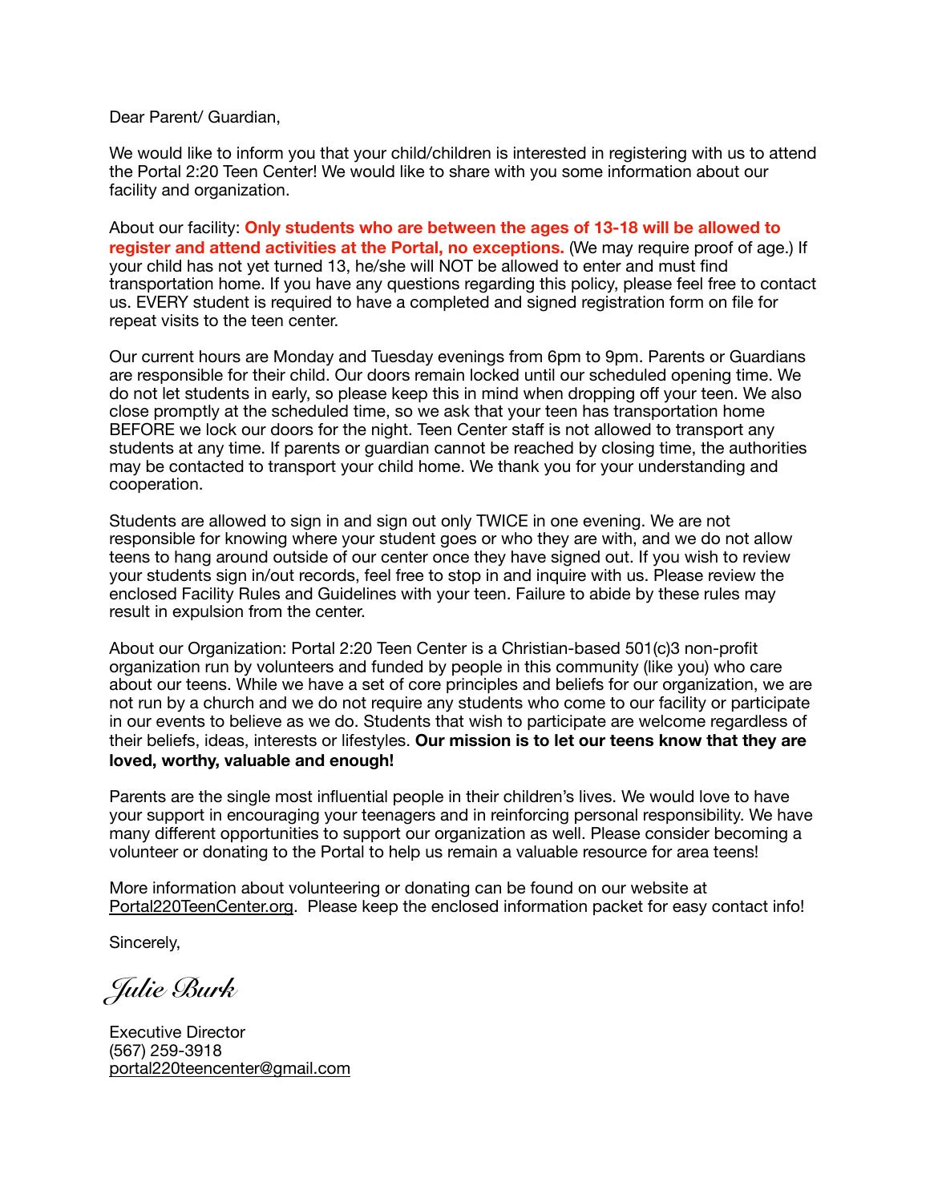Dear Parent/ Guardian,

We would like to inform you that your child/children is interested in registering with us to attend the Portal 2:20 Teen Center! We would like to share with you some information about our facility and organization.

About our facility: **Only students who are between the ages of 13-18 will be allowed to register and attend activities at the Portal, no exceptions.** (We may require proof of age.) If your child has not yet turned 13, he/she will NOT be allowed to enter and must find transportation home. If you have any questions regarding this policy, please feel free to contact us. EVERY student is required to have a completed and signed registration form on file for repeat visits to the teen center.

Our current hours are Monday and Tuesday evenings from 6pm to 9pm. Parents or Guardians are responsible for their child. Our doors remain locked until our scheduled opening time. We do not let students in early, so please keep this in mind when dropping off your teen. We also close promptly at the scheduled time, so we ask that your teen has transportation home BEFORE we lock our doors for the night. Teen Center staff is not allowed to transport any students at any time. If parents or guardian cannot be reached by closing time, the authorities may be contacted to transport your child home. We thank you for your understanding and cooperation.

Students are allowed to sign in and sign out only TWICE in one evening. We are not responsible for knowing where your student goes or who they are with, and we do not allow teens to hang around outside of our center once they have signed out. If you wish to review your students sign in/out records, feel free to stop in and inquire with us. Please review the enclosed Facility Rules and Guidelines with your teen. Failure to abide by these rules may result in expulsion from the center.

About our Organization: Portal 2:20 Teen Center is a Christian-based 501(c)3 non-profit organization run by volunteers and funded by people in this community (like you) who care about our teens. While we have a set of core principles and beliefs for our organization, we are not run by a church and we do not require any students who come to our facility or participate in our events to believe as we do. Students that wish to participate are welcome regardless of their beliefs, ideas, interests or lifestyles. **Our mission is to let our teens know that they are loved, worthy, valuable and enough!**

Parents are the single most influential people in their children's lives. We would love to have your support in encouraging your teenagers and in reinforcing personal responsibility. We have many different opportunities to support our organization as well. Please consider becoming a volunteer or donating to the Portal to help us remain a valuable resource for area teens!

More information about volunteering or donating can be found on our website at Portal220TeenCenter.org. Please keep the enclosed information packet for easy contact info!

Sincerely,

*Julie Burk*

Executive Director
(567) 259-3918
portal220teencenter@gmail.com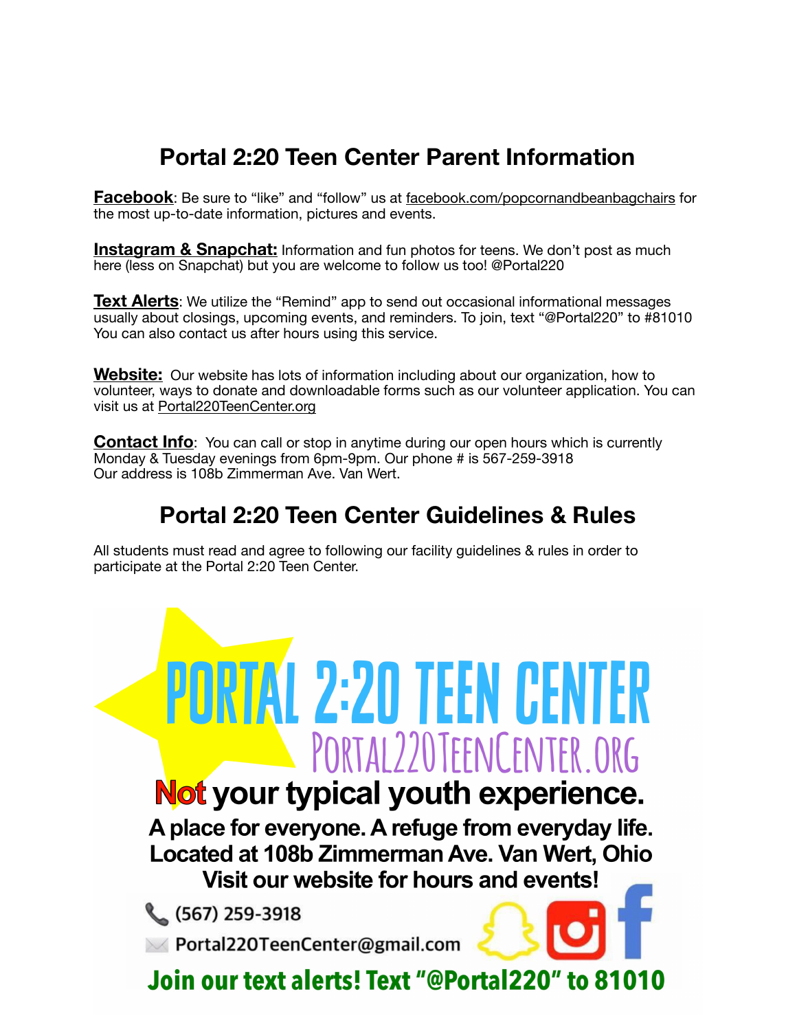## Portal 2:20 Teen Center Parent Information

**Facebook**: Be sure to "like" and "follow" us at facebook.com/popcornandbeanbagchairs for the most up-to-date information, pictures and events.

**Instagram & Snapchat:** Information and fun photos for teens. We don't post as much here (less on Snapchat) but you are welcome to follow us too! @Portal220

**Text Alerts**: We utilize the "Remind" app to send out occasional informational messages usually about closings, upcoming events, and reminders. To join, text "@Portal220" to #81010 You can also contact us after hours using this service.

**Website:** Our website has lots of information including about our organization, how to volunteer, ways to donate and downloadable forms such as our volunteer application. You can visit us at Portal220TeenCenter.org

**Contact Info**: You can call or stop in anytime during our open hours which is currently Monday & Tuesday evenings from 6pm-9pm. Our phone # is 567-259-3918
Our address is 108b Zimmerman Ave. Van Wert.

## Portal 2:20 Teen Center Guidelines & Rules

All students must read and agree to following our facility guidelines & rules in order to participate at the Portal 2:20 Teen Center.

# PORTAL 2:20 TEEN CENTER

PORTAL220TEENCENTER.ORG

**Not your typical youth experience.**

**A place for everyone. A refuge from everyday life.**
**Located at 108b Zimmerman Ave. Van Wert, Ohio**
**Visit our website for hours and events!**

(567) 259-3918

Portal220TeenCenter@gmail.com

**Join our text alerts! Text "@Portal220" to 81010**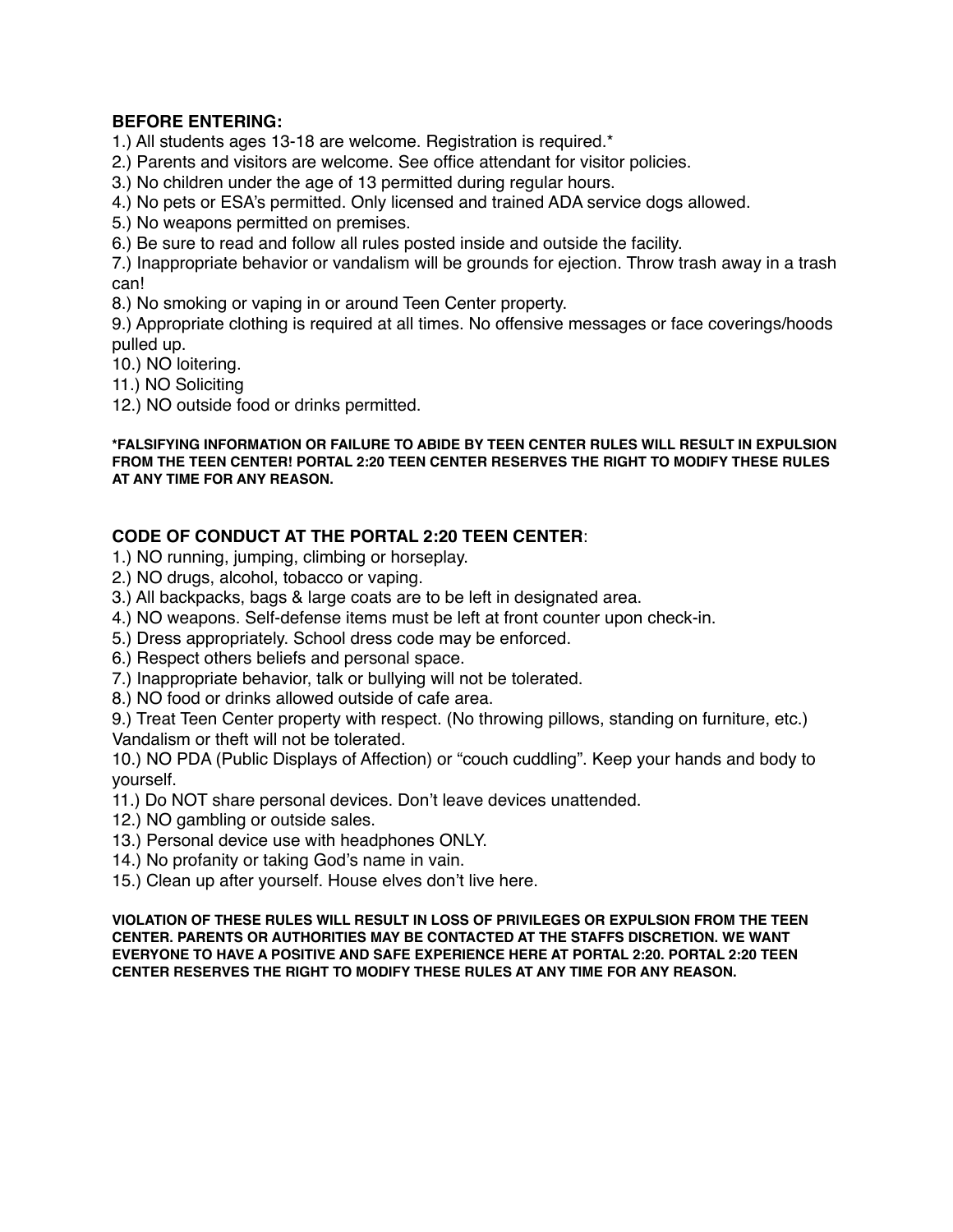**BEFORE ENTERING:**

1.) All students ages 13-18 are welcome. Registration is required.*
2.) Parents and visitors are welcome. See office attendant for visitor policies.
3.) No children under the age of 13 permitted during regular hours.
4.) No pets or ESA's permitted. Only licensed and trained ADA service dogs allowed.
5.) No weapons permitted on premises.
6.) Be sure to read and follow all rules posted inside and outside the facility.
7.) Inappropriate behavior or vandalism will be grounds for ejection. Throw trash away in a trash can!
8.) No smoking or vaping in or around Teen Center property.
9.) Appropriate clothing is required at all times. No offensive messages or face coverings/hoods pulled up.
10.) NO loitering.
11.) NO Soliciting
12.) NO outside food or drinks permitted.

**\*FALSIFYING INFORMATION OR FAILURE TO ABIDE BY TEEN CENTER RULES WILL RESULT IN EXPULSION FROM THE TEEN CENTER! PORTAL 2:20 TEEN CENTER RESERVES THE RIGHT TO MODIFY THESE RULES AT ANY TIME FOR ANY REASON.**

**CODE OF CONDUCT AT THE PORTAL 2:20 TEEN CENTER**:

1.) NO running, jumping, climbing or horseplay.
2.) NO drugs, alcohol, tobacco or vaping.
3.) All backpacks, bags & large coats are to be left in designated area.
4.) NO weapons. Self-defense items must be left at front counter upon check-in.
5.) Dress appropriately. School dress code may be enforced.
6.) Respect others beliefs and personal space.
7.) Inappropriate behavior, talk or bullying will not be tolerated.
8.) NO food or drinks allowed outside of cafe area.
9.) Treat Teen Center property with respect. (No throwing pillows, standing on furniture, etc.) Vandalism or theft will not be tolerated.
10.) NO PDA (Public Displays of Affection) or "couch cuddling". Keep your hands and body to yourself.
11.) Do NOT share personal devices. Don't leave devices unattended.
12.) NO gambling or outside sales.
13.) Personal device use with headphones ONLY.
14.) No profanity or taking God's name in vain.
15.) Clean up after yourself. House elves don't live here.

**VIOLATION OF THESE RULES WILL RESULT IN LOSS OF PRIVILEGES OR EXPULSION FROM THE TEEN CENTER. PARENTS OR AUTHORITIES MAY BE CONTACTED AT THE STAFFS DISCRETION. WE WANT EVERYONE TO HAVE A POSITIVE AND SAFE EXPERIENCE HERE AT PORTAL 2:20. PORTAL 2:20 TEEN CENTER RESERVES THE RIGHT TO MODIFY THESE RULES AT ANY TIME FOR ANY REASON.**